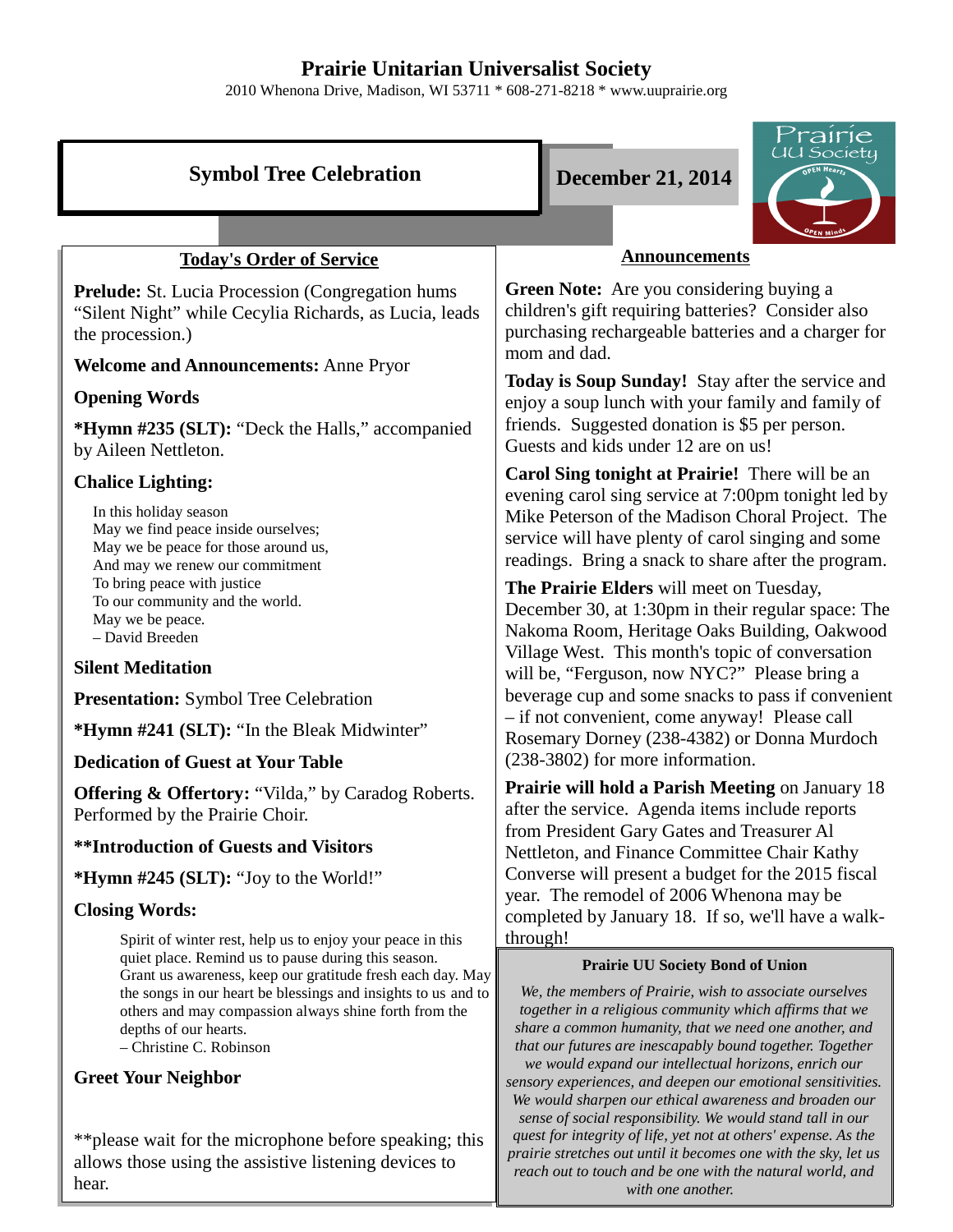# Prairie Unitarian Universalist Society

2010 Whenona Drive, Madison, WI 53711 * 608-271-8218 * www.uuprairie.org

## Symbol Tree Celebration

**December 21, 2014**

### Today's Order of Service

**Prelude:** St. Lucia Procession (Congregation hums "Silent Night" while Cecylia Richards, as Lucia, leads the procession.)

**Welcome and Announcements:** Anne Pryor

**Opening Words**

***Hymn #235 (SLT):** "Deck the Halls," accompanied by Aileen Nettleton.

**Chalice Lighting:**

In this holiday season
May we find peace inside ourselves;
May we be peace for those around us,
And may we renew our commitment
To bring peace with justice
To our community and the world.
May we be peace.
– David Breeden

**Silent Meditation**

**Presentation:** Symbol Tree Celebration

***Hymn #241 (SLT):** "In the Bleak Midwinter"

**Dedication of Guest at Your Table**

**Offering & Offertory:** "Vilda," by Caradog Roberts. Performed by the Prairie Choir.

****Introduction of Guests and Visitors**

***Hymn #245 (SLT):** "Joy to the World!"

**Closing Words:**

Spirit of winter rest, help us to enjoy your peace in this quiet place. Remind us to pause during this season. Grant us awareness, keep our gratitude fresh each day. May the songs in our heart be blessings and insights to us and to others and may compassion always shine forth from the depths of our hearts.
– Christine C. Robinson

**Greet Your Neighbor**

**please wait for the microphone before speaking; this allows those using the assistive listening devices to hear.

### Announcements

**Green Note:** Are you considering buying a children's gift requiring batteries? Consider also purchasing rechargeable batteries and a charger for mom and dad.

**Today is Soup Sunday!** Stay after the service and enjoy a soup lunch with your family and family of friends. Suggested donation is $5 per person. Guests and kids under 12 are on us!

**Carol Sing tonight at Prairie!** There will be an evening carol sing service at 7:00pm tonight led by Mike Peterson of the Madison Choral Project. The service will have plenty of carol singing and some readings. Bring a snack to share after the program.

**The Prairie Elders** will meet on Tuesday, December 30, at 1:30pm in their regular space: The Nakoma Room, Heritage Oaks Building, Oakwood Village West. This month's topic of conversation will be, "Ferguson, now NYC?" Please bring a beverage cup and some snacks to pass if convenient – if not convenient, come anyway! Please call Rosemary Dorney (238-4382) or Donna Murdoch (238-3802) for more information.

**Prairie will hold a Parish Meeting** on January 18 after the service. Agenda items include reports from President Gary Gates and Treasurer Al Nettleton, and Finance Committee Chair Kathy Converse will present a budget for the 2015 fiscal year. The remodel of 2006 Whenona may be completed by January 18. If so, we'll have a walk-through!

**Prairie UU Society Bond of Union**

*We, the members of Prairie, wish to associate ourselves together in a religious community which affirms that we share a common humanity, that we need one another, and that our futures are inescapably bound together. Together we would expand our intellectual horizons, enrich our sensory experiences, and deepen our emotional sensitivities. We would sharpen our ethical awareness and broaden our sense of social responsibility. We would stand tall in our quest for integrity of life, yet not at others' expense. As the prairie stretches out until it becomes one with the sky, let us reach out to touch and be one with the natural world, and with one another.*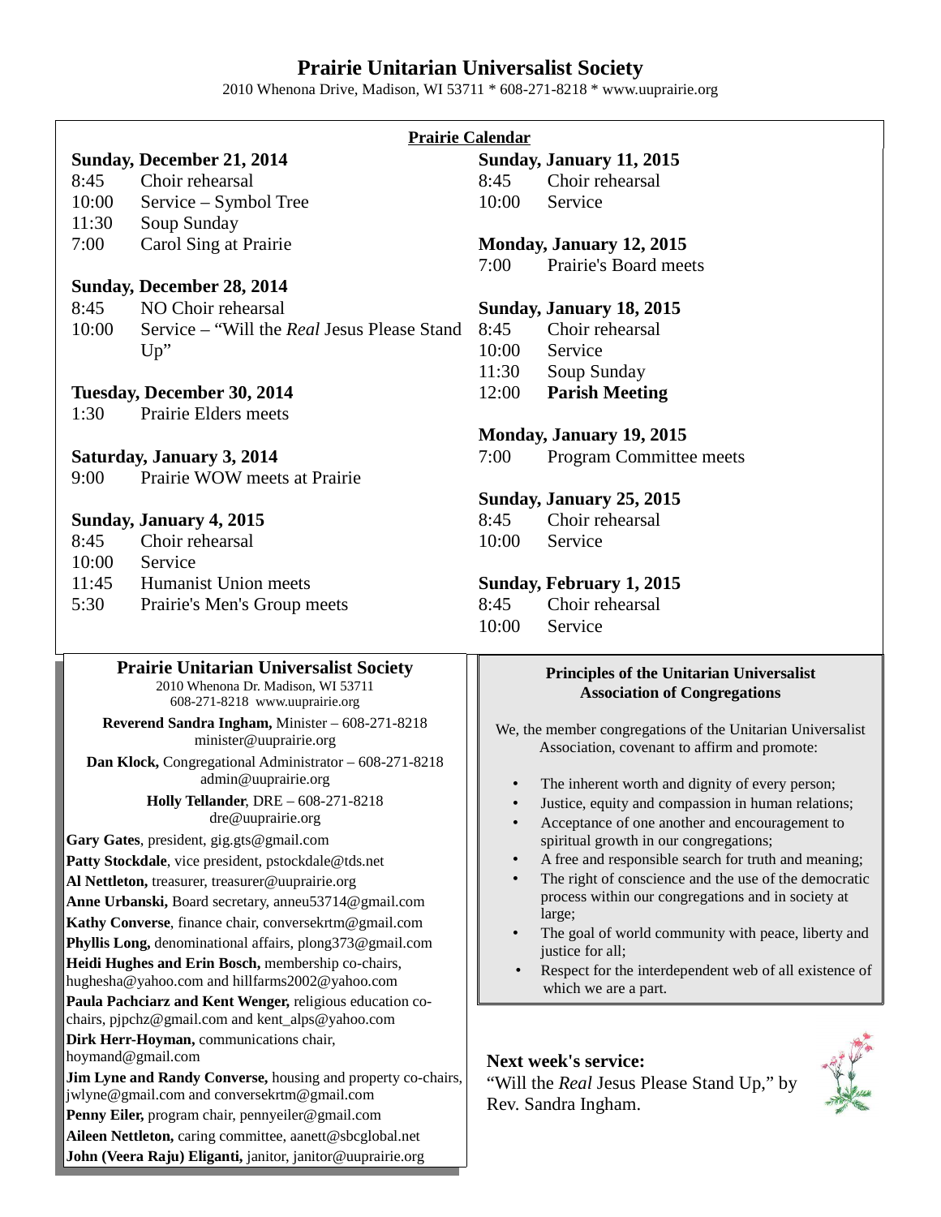# Prairie Unitarian Universalist Society

2010 Whenona Drive, Madison, WI 53711 * 608-271-8218 * www.uuprairie.org

## Prairie Calendar

**Sunday, December 21, 2014**
8:45 Choir rehearsal
10:00 Service – Symbol Tree
11:30 Soup Sunday
7:00 Carol Sing at Prairie

**Sunday, December 28, 2014**
8:45 NO Choir rehearsal
10:00 Service – "Will the *Real* Jesus Please Stand Up"

**Tuesday, December 30, 2014**
1:30 Prairie Elders meets

**Saturday, January 3, 2014**
9:00 Prairie WOW meets at Prairie

**Sunday, January 4, 2015**
8:45 Choir rehearsal
10:00 Service
11:45 Humanist Union meets
5:30 Prairie's Men's Group meets

**Sunday, January 11, 2015**
8:45 Choir rehearsal
10:00 Service

**Monday, January 12, 2015**
7:00 Prairie's Board meets

**Sunday, January 18, 2015**
8:45 Choir rehearsal
10:00 Service
11:30 Soup Sunday
12:00 **Parish Meeting**

**Monday, January 19, 2015**
7:00 Program Committee meets

**Sunday, January 25, 2015**
8:45 Choir rehearsal
10:00 Service

**Sunday, February 1, 2015**
8:45 Choir rehearsal
10:00 Service

### Prairie Unitarian Universalist Society

2010 Whenona Dr. Madison, WI 53711
608-271-8218 www.uuprairie.org

**Reverend Sandra Ingham,** Minister – 608-271-8218
minister@uuprairie.org

**Dan Klock,** Congregational Administrator – 608-271-8218
admin@uuprairie.org

**Holly Tellander**, DRE – 608-271-8218
dre@uuprairie.org

**Gary Gates**, president, gig.gts@gmail.com
**Patty Stockdale**, vice president, pstockdale@tds.net
**Al Nettleton,** treasurer, treasurer@uuprairie.org
**Anne Urbanski,** Board secretary, anneu53714@gmail.com
**Kathy Converse**, finance chair, conversekrtm@gmail.com
**Phyllis Long,** denominational affairs, plong373@gmail.com
**Heidi Hughes and Erin Bosch,** membership co-chairs, hughesha@yahoo.com and hillfarms2002@yahoo.com
**Paula Pachciarz and Kent Wenger,** religious education co-chairs, pjpchz@gmail.com and kent_alps@yahoo.com
**Dirk Herr-Hoyman,** communications chair, hoymand@gmail.com
**Jim Lyne and Randy Converse,** housing and property co-chairs, jwlyne@gmail.com and conversekrtm@gmail.com
**Penny Eiler,** program chair, pennyeiler@gmail.com
**Aileen Nettleton,** caring committee, aanett@sbcglobal.net
**John (Veera Raju) Eliganti,** janitor, janitor@uuprairie.org

### Principles of the Unitarian Universalist Association of Congregations

We, the member congregations of the Unitarian Universalist Association, covenant to affirm and promote:

- The inherent worth and dignity of every person;
- Justice, equity and compassion in human relations;
- Acceptance of one another and encouragement to spiritual growth in our congregations;
- A free and responsible search for truth and meaning;
- The right of conscience and the use of the democratic process within our congregations and in society at large;
- The goal of world community with peace, liberty and justice for all;
- Respect for the interdependent web of all existence of which we are a part.

**Next week's service:**
"Will the *Real* Jesus Please Stand Up," by Rev. Sandra Ingham.